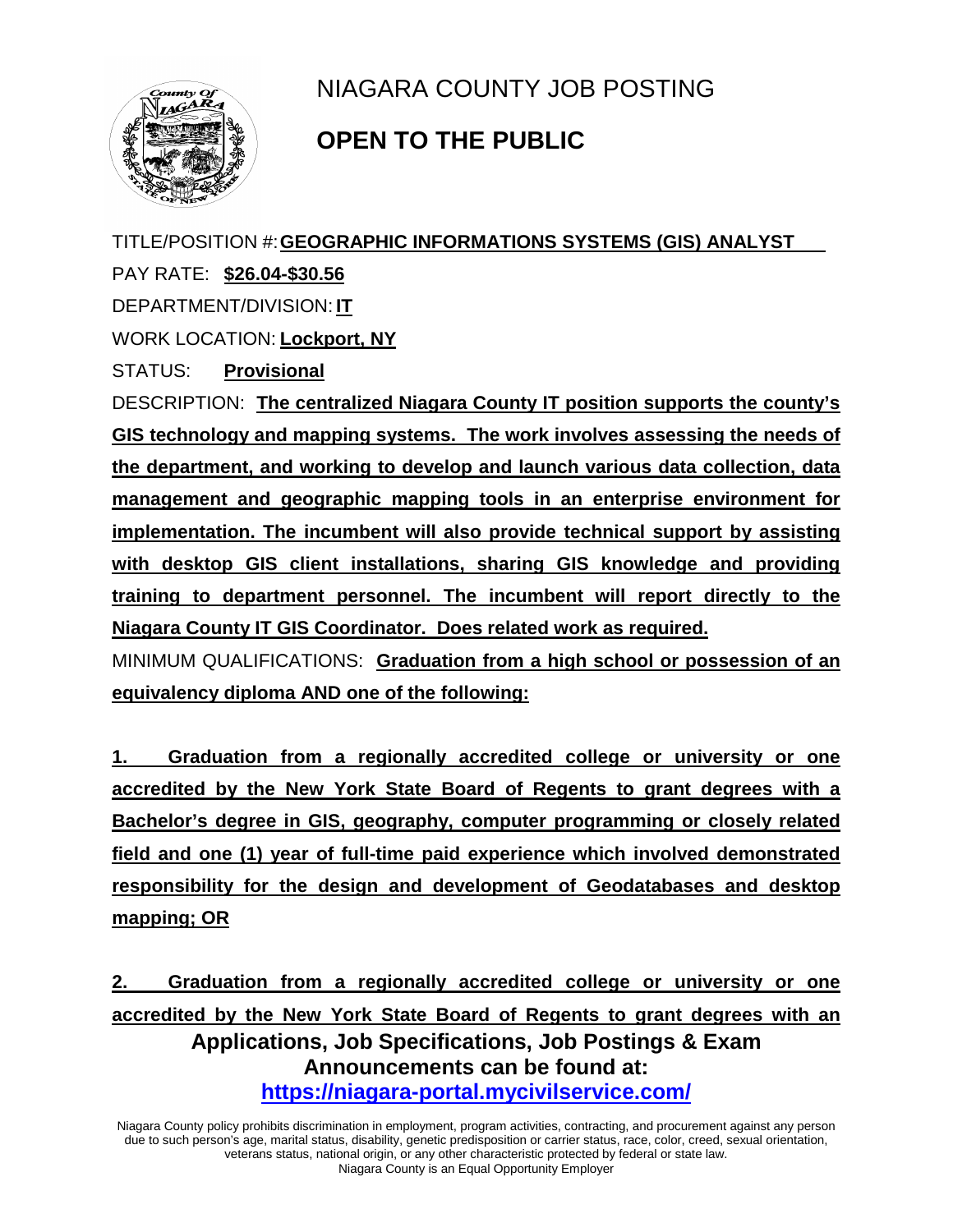# NIAGARA COUNTY JOB POSTING

## OPEN TO THE PUBLIC

TITLE/POSITION #: **GEOGRAPHIC INFORMATIONS SYSTEMS (GIS) ANALYST**

PAY RATE: **$26.04-$30.56**

DEPARTMENT/DIVISION: **IT**

WORK LOCATION: **Lockport, NY**

STATUS: **Provisional**

DESCRIPTION: **The centralized Niagara County IT position supports the county's GIS technology and mapping systems. The work involves assessing the needs of the department, and working to develop and launch various data collection, data management and geographic mapping tools in an enterprise environment for implementation. The incumbent will also provide technical support by assisting with desktop GIS client installations, sharing GIS knowledge and providing training to department personnel. The incumbent will report directly to the Niagara County IT GIS Coordinator. Does related work as required.**

MINIMUM QUALIFICATIONS: **Graduation from a high school or possession of an equivalency diploma AND one of the following:**

**1. Graduation from a regionally accredited college or university or one accredited by the New York State Board of Regents to grant degrees with a Bachelor's degree in GIS, geography, computer programming or closely related field and one (1) year of full-time paid experience which involved demonstrated responsibility for the design and development of Geodatabases and desktop mapping; OR**

**2. Graduation from a regionally accredited college or university or one accredited by the New York State Board of Regents to grant degrees with an**

**Applications, Job Specifications, Job Postings & Exam Announcements can be found at:**
**https://niagara-portal.mycivilservice.com/**

Niagara County policy prohibits discrimination in employment, program activities, contracting, and procurement against any person due to such person's age, marital status, disability, genetic predisposition or carrier status, race, color, creed, sexual orientation, veterans status, national origin, or any other characteristic protected by federal or state law.
Niagara County is an Equal Opportunity Employer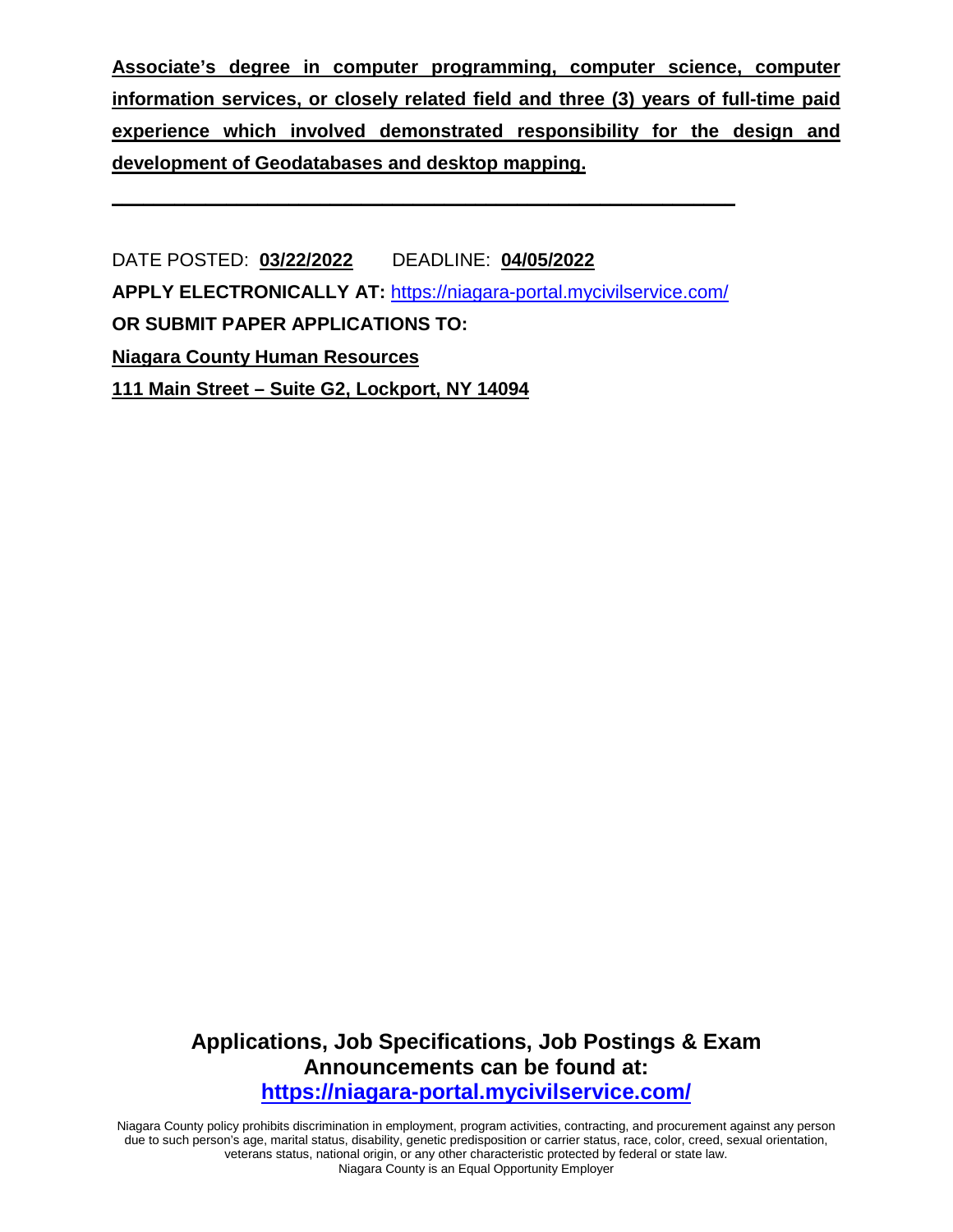**Associate's degree in computer programming, computer science, computer information services, or closely related field and three (3) years of full-time paid experience which involved demonstrated responsibility for the design and development of Geodatabases and desktop mapping.**

---

DATE POSTED: **03/22/2022** DEADLINE: **04/05/2022**

**APPLY ELECTRONICALLY AT:** https://niagara-portal.mycivilservice.com/

**OR SUBMIT PAPER APPLICATIONS TO:**

**Niagara County Human Resources**

**111 Main Street – Suite G2, Lockport, NY 14094**

**Applications, Job Specifications, Job Postings & Exam Announcements can be found at:**
**https://niagara-portal.mycivilservice.com/**

Niagara County policy prohibits discrimination in employment, program activities, contracting, and procurement against any person due to such person's age, marital status, disability, genetic predisposition or carrier status, race, color, creed, sexual orientation, veterans status, national origin, or any other characteristic protected by federal or state law.
Niagara County is an Equal Opportunity Employer